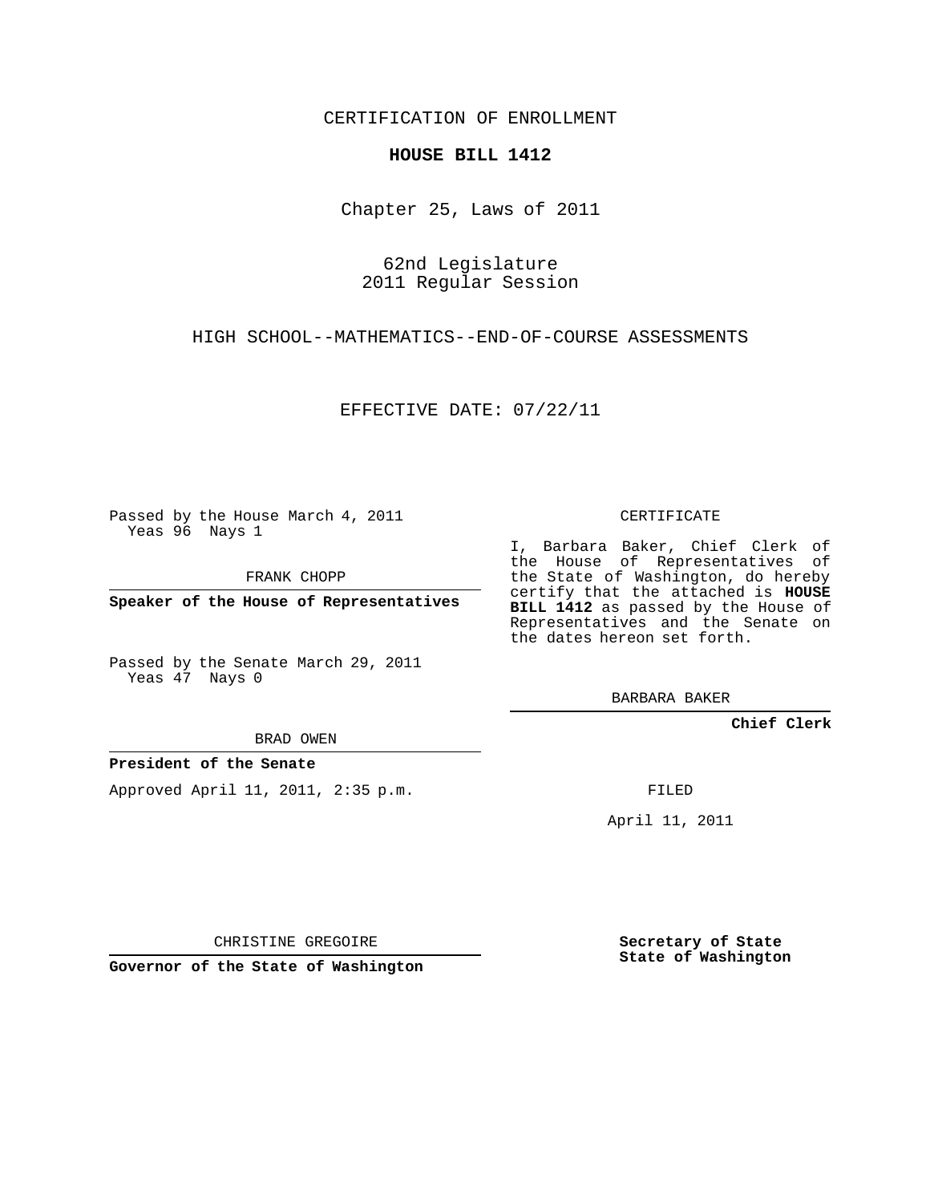CERTIFICATION OF ENROLLMENT

**HOUSE BILL 1412**

Chapter 25, Laws of 2011

62nd Legislature
2011 Regular Session

HIGH SCHOOL--MATHEMATICS--END-OF-COURSE ASSESSMENTS

EFFECTIVE DATE: 07/22/11

Passed by the House March 4, 2011
Yeas 96 Nays 1

FRANK CHOPP

**Speaker of the House of Representatives**

Passed by the Senate March 29, 2011
Yeas 47 Nays 0

BRAD OWEN

**President of the Senate**

Approved April 11, 2011, 2:35 p.m.

CHRISTINE GREGOIRE

**Governor of the State of Washington**

CERTIFICATE

I, Barbara Baker, Chief Clerk of the House of Representatives of the State of Washington, do hereby certify that the attached is **HOUSE BILL 1412** as passed by the House of Representatives and the Senate on the dates hereon set forth.

BARBARA BAKER

**Chief Clerk**

FILED

April 11, 2011

**Secretary of State**
**State of Washington**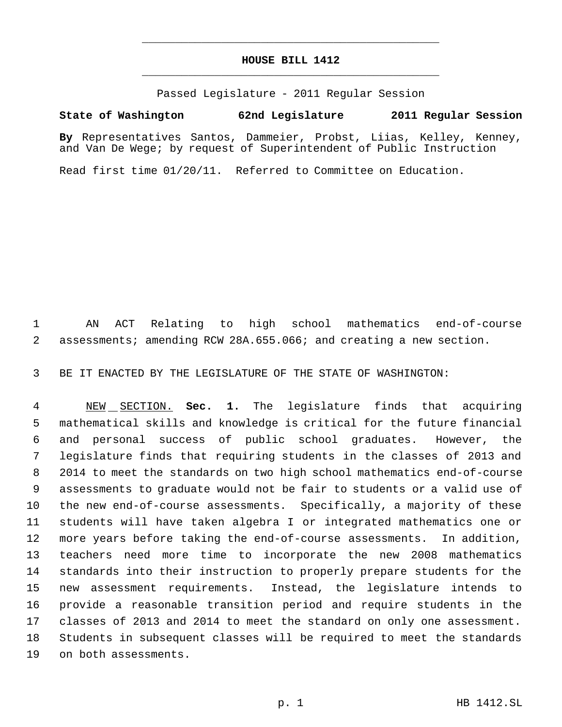# HOUSE BILL 1412

Passed Legislature - 2011 Regular Session

**State of Washington 62nd Legislature 2011 Regular Session**

**By** Representatives Santos, Dammeier, Probst, Liias, Kelley, Kenney, and Van De Wege; by request of Superintendent of Public Instruction

Read first time 01/20/11. Referred to Committee on Education.

AN ACT Relating to high school mathematics end-of-course assessments; amending RCW 28A.655.066; and creating a new section.

BE IT ENACTED BY THE LEGISLATURE OF THE STATE OF WASHINGTON:

NEW SECTION. **Sec. 1.** The legislature finds that acquiring mathematical skills and knowledge is critical for the future financial and personal success of public school graduates. However, the legislature finds that requiring students in the classes of 2013 and 2014 to meet the standards on two high school mathematics end-of-course assessments to graduate would not be fair to students or a valid use of the new end-of-course assessments. Specifically, a majority of these students will have taken algebra I or integrated mathematics one or more years before taking the end-of-course assessments. In addition, teachers need more time to incorporate the new 2008 mathematics standards into their instruction to properly prepare students for the new assessment requirements. Instead, the legislature intends to provide a reasonable transition period and require students in the classes of 2013 and 2014 to meet the standard on only one assessment. Students in subsequent classes will be required to meet the standards on both assessments.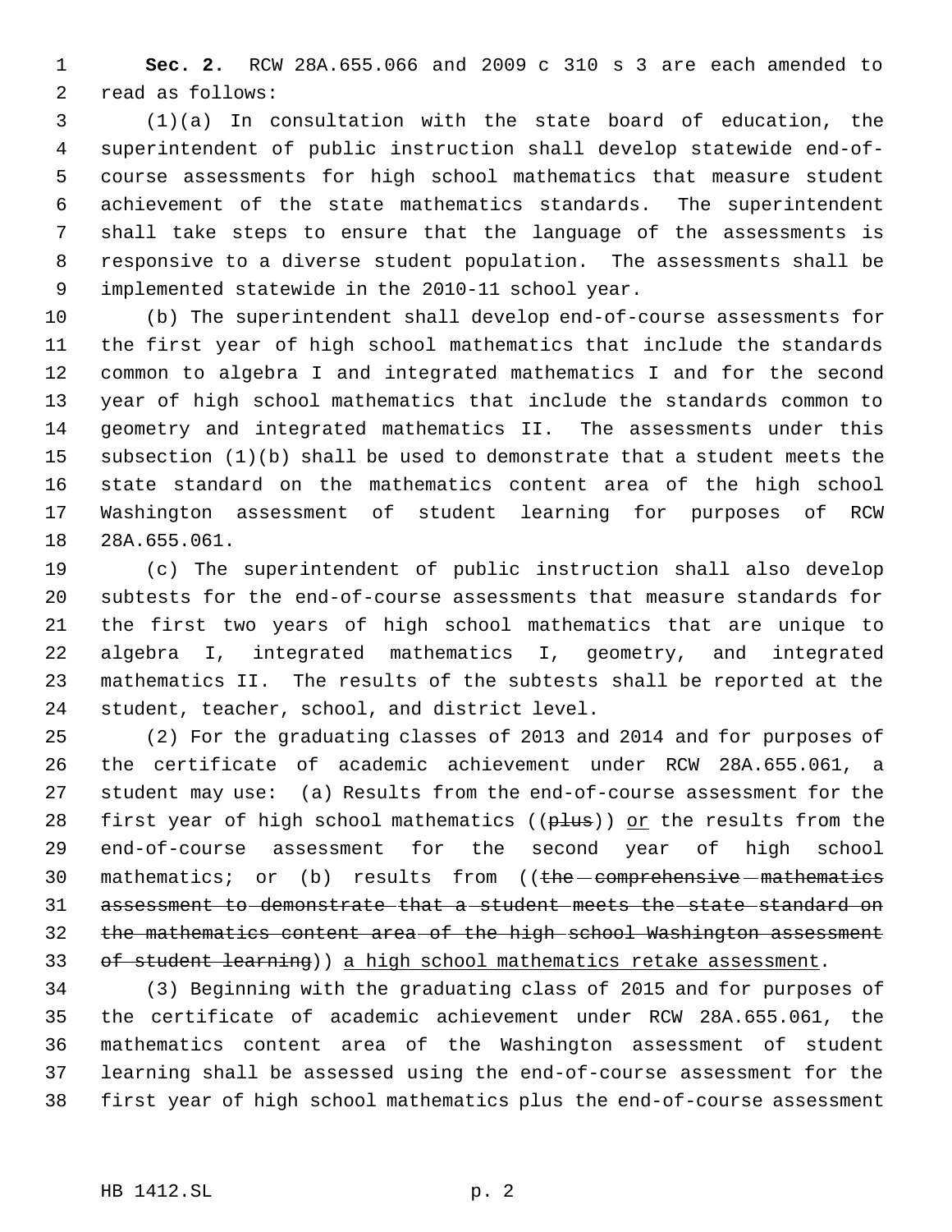**Sec. 2.** RCW 28A.655.066 and 2009 c 310 s 3 are each amended to read as follows:

(1)(a) In consultation with the state board of education, the superintendent of public instruction shall develop statewide end-of-course assessments for high school mathematics that measure student achievement of the state mathematics standards. The superintendent shall take steps to ensure that the language of the assessments is responsive to a diverse student population. The assessments shall be implemented statewide in the 2010-11 school year.

(b) The superintendent shall develop end-of-course assessments for the first year of high school mathematics that include the standards common to algebra I and integrated mathematics I and for the second year of high school mathematics that include the standards common to geometry and integrated mathematics II. The assessments under this subsection (1)(b) shall be used to demonstrate that a student meets the state standard on the mathematics content area of the high school Washington assessment of student learning for purposes of RCW 28A.655.061.

(c) The superintendent of public instruction shall also develop subtests for the end-of-course assessments that measure standards for the first two years of high school mathematics that are unique to algebra I, integrated mathematics I, geometry, and integrated mathematics II. The results of the subtests shall be reported at the student, teacher, school, and district level.

(2) For the graduating classes of 2013 and 2014 and for purposes of the certificate of academic achievement under RCW 28A.655.061, a student may use: (a) Results from the end-of-course assessment for the first year of high school mathematics ((~~plus~~)) <u>or</u> the results from the end-of-course assessment for the second year of high school mathematics; or (b) results from ((~~the comprehensive mathematics assessment to demonstrate that a student meets the state standard on the mathematics content area of the high school Washington assessment of student learning~~)) <u>a high school mathematics retake assessment</u>.

(3) Beginning with the graduating class of 2015 and for purposes of the certificate of academic achievement under RCW 28A.655.061, the mathematics content area of the Washington assessment of student learning shall be assessed using the end-of-course assessment for the first year of high school mathematics plus the end-of-course assessment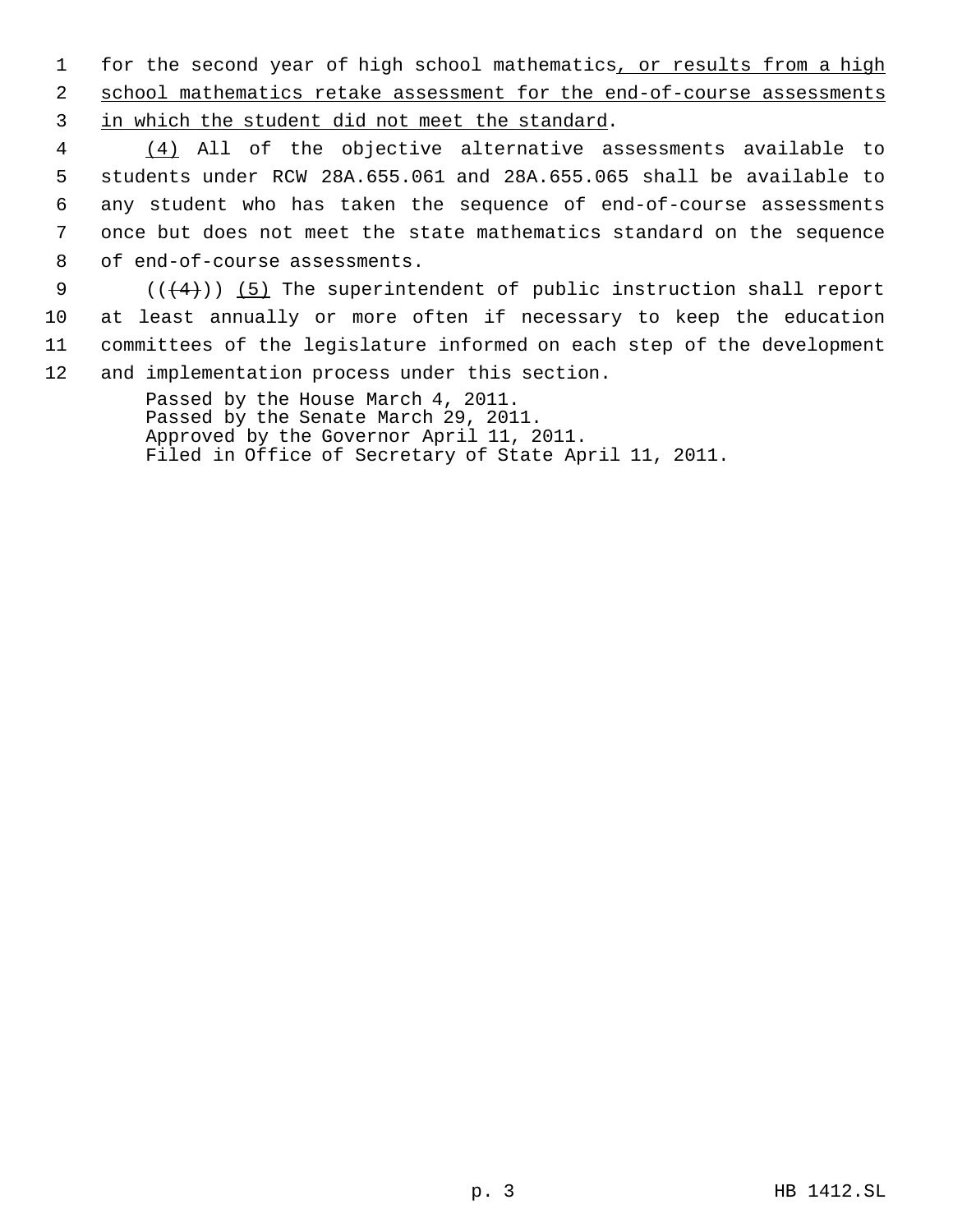for the second year of high school mathematics, or results from a high school mathematics retake assessment for the end-of-course assessments in which the student did not meet the standard.

(4) All of the objective alternative assessments available to students under RCW 28A.655.061 and 28A.655.065 shall be available to any student who has taken the sequence of end-of-course assessments once but does not meet the state mathematics standard on the sequence of end-of-course assessments.

(((4))) (5) The superintendent of public instruction shall report at least annually or more often if necessary to keep the education committees of the legislature informed on each step of the development and implementation process under this section.

Passed by the House March 4, 2011.
Passed by the Senate March 29, 2011.
Approved by the Governor April 11, 2011.
Filed in Office of Secretary of State April 11, 2011.